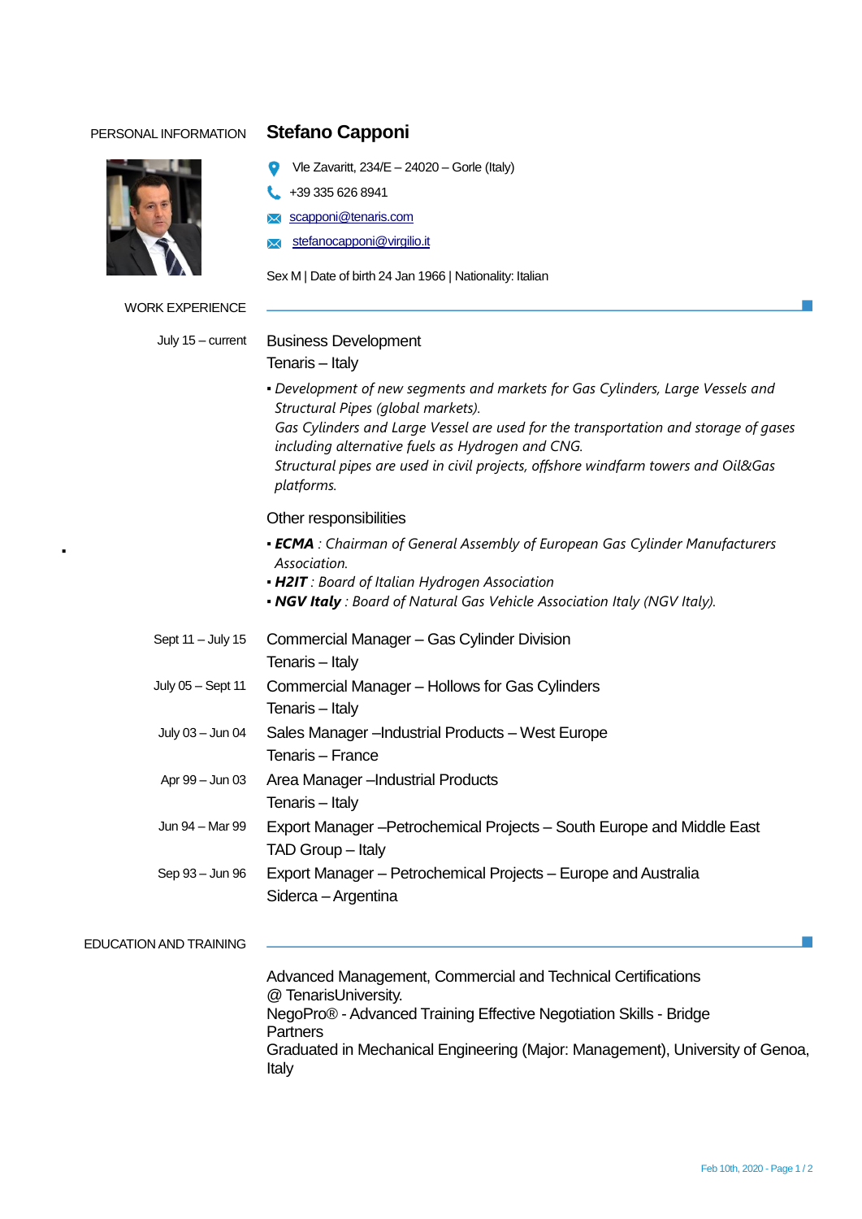PERSONAL INFORMATION

# Stefano Capponi

Vle Zavaritt, 234/E – 24020 – Gorle (Italy)

+39 335 626 8941

scapponi@tenaris.com

stefanocapponi@virgilio.it

Sex M | Date of birth 24 Jan 1966 | Nationality: Italian

## WORK EXPERIENCE

**July 15 – current**

Business Development
Tenaris – Italy

- *Development of new segments and markets for Gas Cylinders, Large Vessels and Structural Pipes (global markets).*
  *Gas Cylinders and Large Vessel are used for the transportation and storage of gases including alternative fuels as Hydrogen and CNG.*
  *Structural pipes are used in civil projects, offshore windfarm towers and Oil&Gas platforms.*

Other responsibilities

- ***ECMA** : Chairman of General Assembly of European Gas Cylinder Manufacturers Association.*
- ***H2IT** : Board of Italian Hydrogen Association*
- ***NGV Italy** : Board of Natural Gas Vehicle Association Italy (NGV Italy).*

**Sept 11 – July 15**

Commercial Manager – Gas Cylinder Division
Tenaris – Italy

**July 05 – Sept 11**

Commercial Manager – Hollows for Gas Cylinders
Tenaris – Italy

**July 03 – Jun 04**

Sales Manager –Industrial Products – West Europe
Tenaris – France

**Apr 99 – Jun 03**

Area Manager –Industrial Products
Tenaris – Italy

**Jun 94 – Mar 99**

Export Manager –Petrochemical Projects – South Europe and Middle East
TAD Group – Italy

**Sep 93 – Jun 96**

Export Manager – Petrochemical Projects – Europe and Australia
Siderca – Argentina

## EDUCATION AND TRAINING

Advanced Management, Commercial and Technical Certifications @ TenarisUniversity.
NegoPro® - Advanced Training Effective Negotiation Skills - Bridge Partners
Graduated in Mechanical Engineering (Major: Management), University of Genoa, Italy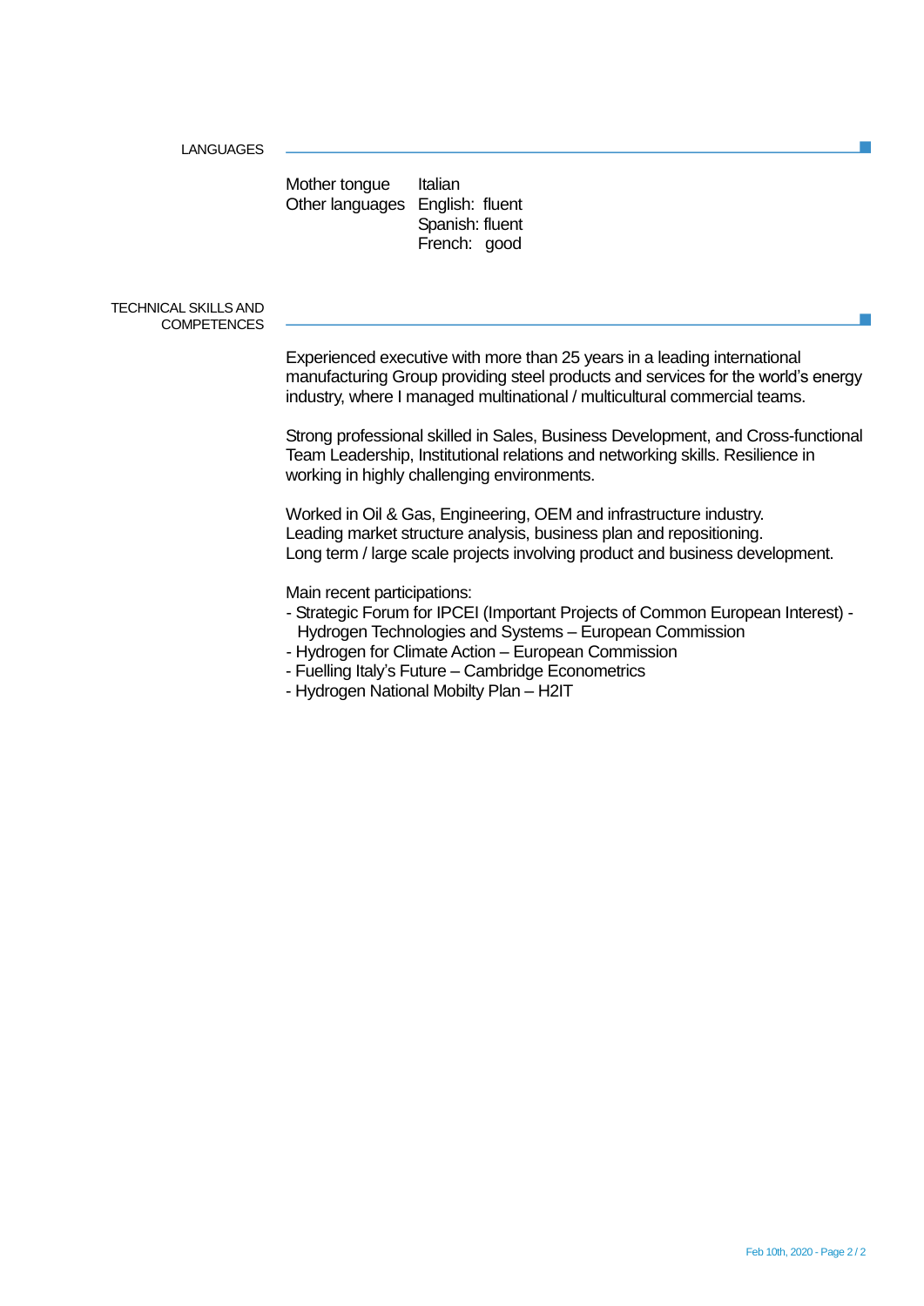## LANGUAGES

| | |
|---|---|
| Mother tongue | Italian |
| Other languages | English: fluent |
| | Spanish: fluent |
| | French: good |

## TECHNICAL SKILLS AND COMPETENCES

Experienced executive with more than 25 years in a leading international manufacturing Group providing steel products and services for the world's energy industry, where I managed multinational / multicultural commercial teams.

Strong professional skilled in Sales, Business Development, and Cross-functional Team Leadership, Institutional relations and networking skills. Resilience in working in highly challenging environments.

Worked in Oil & Gas, Engineering, OEM and infrastructure industry.
Leading market structure analysis, business plan and repositioning.
Long term / large scale projects involving product and business development.

Main recent participations:

- Strategic Forum for IPCEI (Important Projects of Common European Interest) - Hydrogen Technologies and Systems – European Commission
- Hydrogen for Climate Action – European Commission
- Fuelling Italy's Future – Cambridge Econometrics
- Hydrogen National Mobilty Plan – H2IT